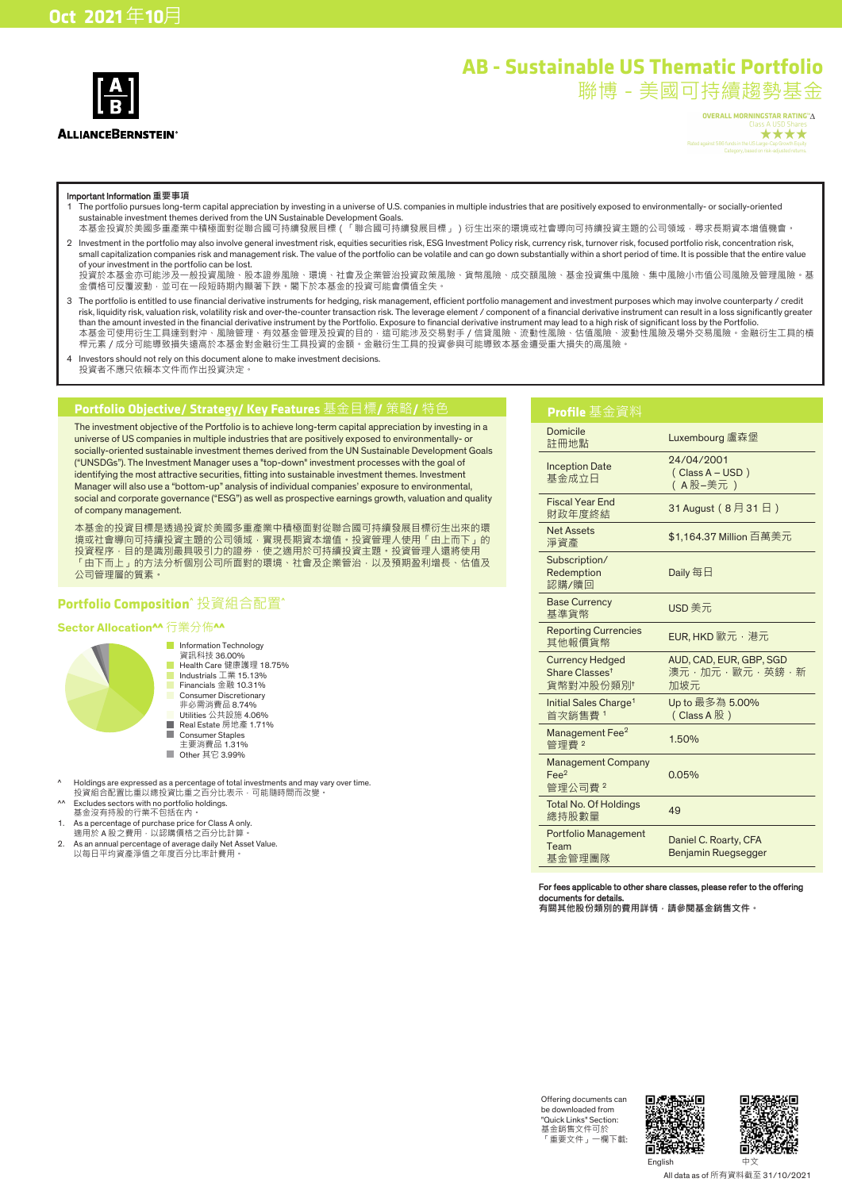Oct 2021 年10月

ALLIANCEBERNSTEIN

# AB - Sustainable US Thematic Portfolio
# 聯博 - 美國可持續趨勢基金

OVERALL MORNINGSTAR RATING™ Δ
Class A USD Shares
★★★★
Rated against 580 funds in the US Large-Cap Growth Equity Category, based on risk-adjusted returns.

**Important Information 重要事項**

1. The portfolio pursues long-term capital appreciation by investing in a universe of U.S. companies in multiple industries that are positively exposed to environmentally- or socially-oriented sustainable investment themes derived from the UN Sustainable Development Goals.
本基金投資於美國多重產業中積極面對從聯合國可持續發展目標（「聯合國可持續發展目標」）衍生出來的環境或社會導向可持續投資主題的公司領域，尋求長期資本增值機會。
2. Investment in the portfolio may also involve general investment risk, equities securities risk, ESG Investment Policy risk, currency risk, turnover risk, focused portfolio risk, concentration risk, small capitalization companies risk and management risk. The value of the portfolio can be volatile and can go down substantially within a short period of time. It is possible that the entire value of your investment in the portfolio can be lost.
投資於本基金亦可能涉及一般投資風險、股本證券風險、環境、社會及企業管治投資政策風險、貨幣風險、成交額風險、基金投資集中風險、集中風險小市值公司風險及管理風險。基金價格可反覆波動，並可在一段短時期內顯著下跌。閣下於本基金的投資可能會價值全失。
3. The portfolio is entitled to use financial derivative instruments for hedging, risk management, efficient portfolio management and investment purposes which may involve counterparty / credit risk, liquidity risk, valuation risk, volatility risk and over-the-counter transaction risk. The leverage element / component of a financial derivative instrument can result in a loss significantly greater than the amount invested in the financial derivative instrument by the Portfolio. Exposure to financial derivative instrument may lead to a high risk of significant loss by the Portfolio.
本基金可使用衍生工具達到對沖、風險管理、有效基金管理及投資的目的，這可能涉及交易對手 / 信貸風險、流動性風險、估值風險、波動性風險及場外交易風險。金融衍生工具的槓桿元素 / 成分可能導致損失遠高於本基金對金融衍生工具投資的金額。金融衍生工具的投資參與可能導致本基金遭受重大損失的高風險。
4. Investors should not rely on this document alone to make investment decisions.
投資者不應只依賴本文件而作出投資決定。

## Portfolio Objective/ Strategy/ Key Features 基金目標/ 策略/ 特色

The investment objective of the Portfolio is to achieve long-term capital appreciation by investing in a universe of US companies in multiple industries that are positively exposed to environmentally- or socially-oriented sustainable investment themes derived from the UN Sustainable Development Goals ("UNSDGs"). The Investment Manager uses a "top-down" investment processes with the goal of identifying the most attractive securities, fitting into sustainable investment themes. Investment Manager will also use a "bottom-up" analysis of individual companies' exposure to environmental, social and corporate governance ("ESG") as well as prospective earnings growth, valuation and quality of company management.

本基金的投資目標是透過投資於美國多重產業中積極面對從聯合國可持續發展目標衍生出來的環境或社會導向可持續投資主題的公司領域，實現長期資本增值。投資管理人使用「由上而下」的投資程序，目的是識別最具吸引力的證券，使之適用於可持續投資主題。投資管理人還將使用「由下而上」的方法分析個別公司所面對的環境、社會及企業管治，以及預期盈利增長、估值及公司管理層的質素。

## Portfolio Composition^ 投資組合配置^

### Sector Allocation^^ 行業分佈^^

- Information Technology 資訊科技 36.00%
- Health Care 健康護理 18.75%
- Industrials 工業 15.13%
- Financials 金融 10.31%
- Consumer Discretionary 非必需消費品 8.74%
- Utilities 公共設施 4.06%
- Real Estate 房地產 1.71%
- Consumer Staples 主要消費品 1.31%
- Other 其它 3.99%

^ Holdings are expressed as a percentage of total investments and may vary over time.
投資組合配置比重以總投資比重之百分比表示，可能隨時間而改變。
^^ Excludes sectors with no portfolio holdings.
基金沒有持股的行業不包括在內。
1. As a percentage of purchase price for Class A only.
適用於 A 股之費用，以認購價格之百分比計算。
2. As an annual percentage of average daily Net Asset Value.
以每日平均資產淨值之年度百分比率計費用。

## Profile 基金資料

| | |
|---|---|
| Domicile 註冊地點 | Luxembourg 盧森堡 |
| Inception Date 基金成立日 | 24/04/2001 (Class A – USD) (A 股–美元) |
| Fiscal Year End 財政年度終結 | 31 August (8 月 31 日) |
| Net Assets 淨資產 | $1,164.37 Million 百萬美元 |
| Subscription/ Redemption 認購/贖回 | Daily 每日 |
| Base Currency 基準貨幣 | USD 美元 |
| Reporting Currencies 其他報價貨幣 | EUR, HKD 歐元，港元 |
| Currency Hedged Share Classes† 貨幣對沖股份類別† | AUD, CAD, EUR, GBP, SGD 澳元，加元，歐元，英鎊，新加坡元 |
| Initial Sales Charge[1] 首次銷售費 [1] | Up to 最多為 5.00% (Class A 股) |
| Management Fee[2] 管理費 [2] | 1.50% |
| Management Company Fee[2] 管理公司費 [2] | 0.05% |
| Total No. Of Holdings 總持股數量 | 49 |
| Portfolio Management Team 基金管理團隊 | Daniel C. Roarty, CFA<br>Benjamin Ruegsegger |

**For fees applicable to other share classes, please refer to the offering documents for details.**
**有關其他股份類別的費用詳情，請參閱基金銷售文件。**

Offering documents can be downloaded from "Quick Links" Section:
基金銷售文件可於「重要文件」一欄下載:

English　中文

All data as of 所有資料截至 31/10/2021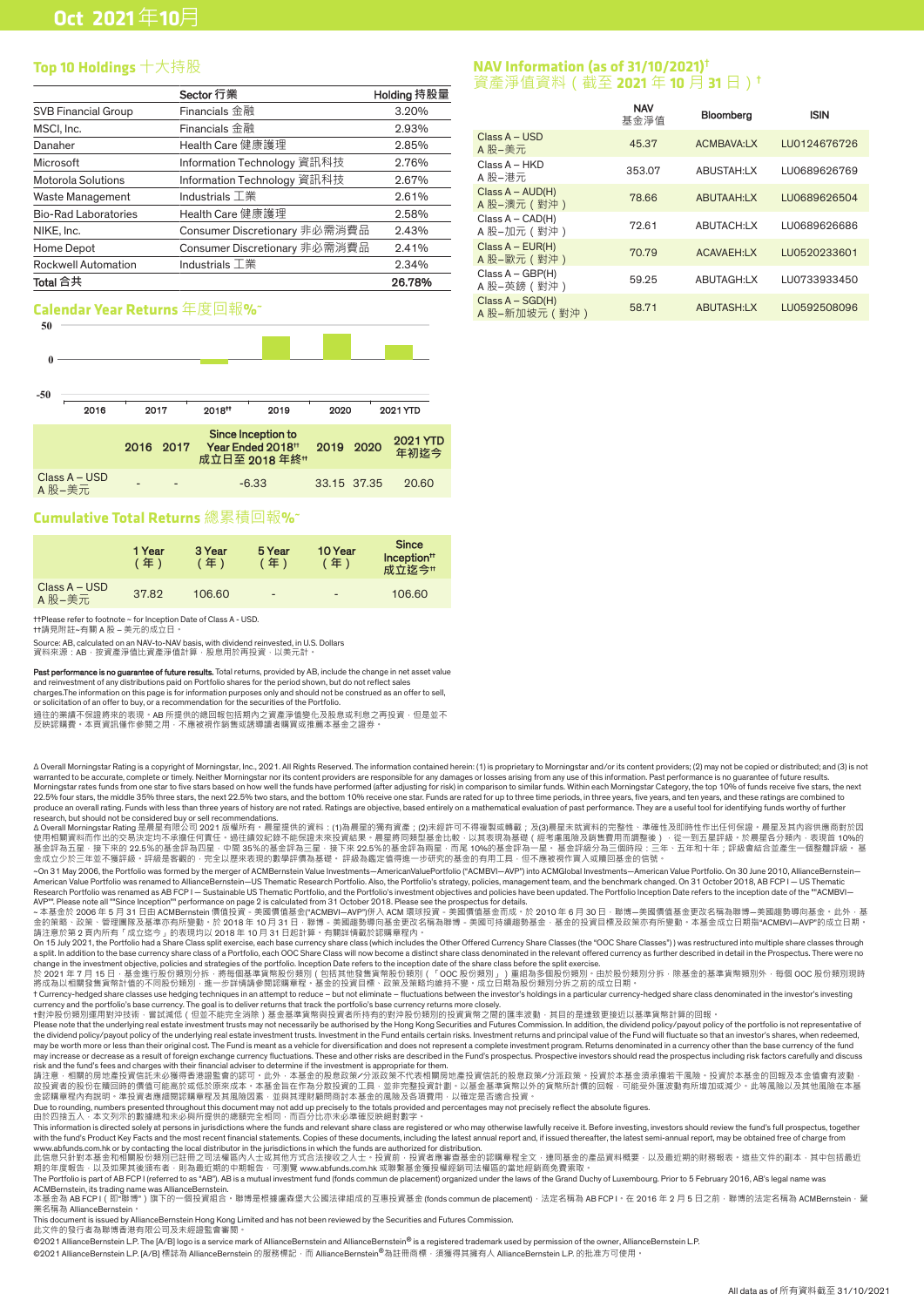# Oct 2021 年10月

## Top 10 Holdings 十大持股

| | Sector 行業 | Holding 持股量 |
|---|---|---|
| SVB Financial Group | Financials 金融 | 3.20% |
| MSCI, Inc. | Financials 金融 | 2.93% |
| Danaher | Health Care 健康護理 | 2.85% |
| Microsoft | Information Technology 資訊科技 | 2.76% |
| Motorola Solutions | Information Technology 資訊科技 | 2.67% |
| Waste Management | Industrials 工業 | 2.61% |
| Bio-Rad Laboratories | Health Care 健康護理 | 2.58% |
| NIKE, Inc. | Consumer Discretionary 非必需消費品 | 2.43% |
| Home Depot | Consumer Discretionary 非必需消費品 | 2.41% |
| Rockwell Automation | Industrials 工業 | 2.34% |
| **Total 合共** | | **26.78%** |

## Calendar Year Returns 年度回報%~

50
0
-50
2016
2017
2018††
2019
2020
2021 YTD

| | 2016 | 2017 | Since Inception to Year Ended 2018†† 成立日至 2018 年終†† | 2019 | 2020 | 2021 YTD 年初迄今 |
|---|---|---|---|---|---|---|
| Class A – USD A 股–美元 | - | - | -6.33 | 33.15 | 37.35 | 20.60 |

## Cumulative Total Returns 總累積回報%~

| | 1 Year（年） | 3 Year（年） | 5 Year（年） | 10 Year（年） | Since Inception†† 成立迄今†† |
|---|---|---|---|---|---|
| Class A – USD A 股–美元 | 37.82 | 106.60 | - | - | 106.60 |

††Please refer to footnote ~ for Inception Date of Class A - USD.
††請見附註~有關 A 股 – 美元的成立日。

Source: AB, calculated on an NAV-to-NAV basis, with dividend reinvested, in U.S. Dollars
資料來源：AB，按資產淨值比資產淨值計算，股息用於再投資，以美元計。

**Past performance is no guarantee of future results.** Total returns, provided by AB, include the change in net asset value and reinvestment of any distributions paid on Portfolio shares for the period shown, but do not reflect sales charges.The information on this page is for information purposes only and should not be construed as an offer to sell, or solicitation of an offer to buy, or a recommendation for the securities of the Portfolio.
過往的業績不保證將來的表現。AB 所提供的總回報包括期內之資產淨值變化及股息或利息之再投資，但是並不反映認購費。本頁資訊僅作參閱之用，不應被視作銷售或誘導讀者購買或推薦本基金之證券。

## NAV Information (as of 31/10/2021)† 資產淨值資料（截至 2021 年 10 月 31 日）†

| | NAV 基金淨值 | Bloomberg | ISIN |
|---|---|---|---|
| Class A – USD A 股–美元 | 45.37 | ACMBAVA:LX | LU0124676726 |
| Class A – HKD A 股–港元 | 353.07 | ABUSTAH:LX | LU0689626769 |
| Class A – AUD(H) A 股–澳元（對沖） | 78.66 | ABUTAAH:LX | LU0689626504 |
| Class A – CAD(H) A 股–加元（對沖） | 72.61 | ABUTACH:LX | LU0689626686 |
| Class A – EUR(H) A 股–歐元（對沖） | 70.79 | ACAVAEH:LX | LU0520233601 |
| Class A – GBP(H) A 股–英鎊（對沖） | 59.25 | ABUTAGH:LX | LU0733933450 |
| Class A – SGD(H) A 股–新加坡元（對沖） | 58.71 | ABUTASH:LX | LU0592508096 |

Δ Overall Morningstar Rating is a copyright of Morningstar, Inc., 2021. All Rights Reserved. The information contained herein: (1) is proprietary to Morningstar and/or its content providers; (2) may not be copied or distributed; and (3) is not warranted to be accurate, complete or timely. Neither Morningstar nor its content providers are responsible for any damages or losses arising from any use of this information. Past performance is no guarantee of future results. Morningstar rates funds from one star to five stars based on how well the funds have performed (after adjusting for risk) in comparison to similar funds. Within each Morningstar Category, the top 10% of funds receive five stars, the next 22.5% four stars, the middle 35% three stars, the next 22.5% two stars, and the bottom 10% receive one star. Funds are rated for up to three time periods, in three years, five years, and ten years, and these ratings are combined to produce an overall rating. Funds with less than three years of history are not rated. Ratings are objective, based entirely on a mathematical evaluation of past performance. They are a useful tool for identifying funds worthy of further research, but should not be considered buy or sell recommendations.
Δ Overall Morningstar Rating 是晨星於 2021 版權所有。晨星提供的資料：(1)為晨星的獨有資產；(2)未經許可不得複製或轉載；及(3)晨星不就資料的完整性、準確性及即時性作出任何保證。晨星及其內容供應商對於因使用相關資料而作出的交易決定均不承擔任何責任。過往績效紀錄不能保證未來投資結果。晨星將同類型基金比較，以其表現為基礎（經考慮風險及銷售費用而調整後），從一到五星評級。於晨星各分類內，表現首 10%的基金評為五星，接下來的 22.5%的基金評為四星，中間 35%的基金評為三星，接下來 22.5%的基金評為兩星，而尾 10%的基金評為一星。基金評級分為三個時段：三年、五年和十年；評級會結合並產生一個整體評級。基金成立少於三年並不獲評級。評級是客觀的，完全以歷來表現的數學評價為基礎。評級為鑑定值得進一步研究的基金的有用工具，但不應被視作買入或賣出基金的信號。

~On 31 May 2006, the Portfolio was formed by the merger of ACMBernstein Value Investments—AmericanValuePortfolio ("ACMBVI–AVP") into ACMGlobal Investments—American Value Portfolio. On 30 June 2010, AllianceBernstein—American Value Portfolio was renamed to AllianceBernstein—US Thematic Research Portfolio. Also, the Portfolio's strategy, policies, management team, and the benchmark changed. On 31 October 2018, AB FCP I – Sustainable US Thematic Research Portfolio was renamed as AB FCP I — Sustainable US Thematic Portfolio, and the Portfolio's investment objectives and policies have been updated. The Portfolio Inception Date refers to the inception date of the ""ACMBVI–AVP"". Please note all ""Since Inception"" performance on page 2 is calculated from 31 October 2018. Please see the prospectus for details.
~本基金於 2006 年 5 月 31 日由 ACMBernstein 價值投資 – 美國價值基金("ACMBVI–AVP")併入 ACM 環球投資 – 美國價值基金而成。於 2010 年 6 月 30 日，聯博—美國價值基金更改名稱為聯博—美國趨勢導向基金。此外，基金的策略、政策、管理團隊及基準亦有所變動。於 2018 年 10 月 31 日，聯博 – 美國趨勢導向基金更改名稱為聯博 – 美國可持續趨勢基金，基金的投資目標及政策亦有所變動。本基金成立日期指"ACMBVI–AVP"的成立日期。請注意於第 2 頁內所有「成立迄今」的表現均以 2018 年 10 月 31 日起計算。有關詳情載於認購章程內。

On 15 July 2021, the Portfolio had a Share Class split exercise, each base currency share class (which includes the Other Offered Currency Share Classes (the "OOC Share Classes")) was restructured into multiple share classes through a split. In addition to the base currency share class of a Portfolio, each OOC Share Class will now become a distinct share class denominated in the relevant offered currency as further described in detail in the Prospectus. There were no change in the investment objective, policies and strategies of the portfolio. Inception Date refers to the inception date of the share class before the split exercise.
於 2021 年 7 月 15 日，基金進行股份類別分拆，將每個基準貨幣股份類別（包括其他發售貨幣股份類別（「OOC 股份類別」））重組為多個股份類別。由於股份類別分拆，除基金的基準貨幣類別外，每個 OOC 股份類別現時將成為以相關發售貨幣計價的不同股份類別，進一步詳情請參閱認購章程。基金的投資目標、政策及策略均維持不變。成立日期為股份類別分拆之前的成立日期。

† Currency-hedged share classes use hedging techniques in an attempt to reduce – but not eliminate – fluctuations between the investor's holdings in a particular currency-hedged share class denominated in the investor's investing currency and the portfolio's base currency. The goal is to deliver returns that track the portfolio's base currency returns more closely.
†對沖股份類別運用對沖技術，嘗試減低（但並不能完全消除）基金基準貨幣與投資者所持有的對沖股份類別的投資貨幣之間的匯率波動，其目的是達致更接近以基準貨幣計算的回報。

Please note that the underlying real estate investment trusts may not necessarily be authorised by the Hong Kong Securities and Futures Commission. In addition, the dividend policy/payout policy of the portfolio is not representative of the dividend policy/payout policy of the underlying real estate investment trusts. Investment in the Fund entails certain risks. Investment returns and principal value of the Fund will fluctuate so that an investor's shares, when redeemed, may be worth more or less than their original cost. The Fund is meant as a vehicle for diversification and does not represent a complete investment program. Returns denominated in a currency other than the base currency of the fund may increase or decrease as a result of foreign exchange currency fluctuations. These and other risks are described in the Fund's prospectus. Prospective investors should read the prospectus carefully and discuss risk and the fund's fees and charges with their financial adviser to determine if the investment is appropriate for them.
請注意，相關的房地產投資信託未必獲得香港證監會的認可。此外，本基金的股息政策/分派政策不代表相關房地產投資信託的股息政策/分派政策。投資於本基金須承擔若干風險。投資於本基金的回報及本金值會有波動，故投資者的股份在贖回時的價值可能高於或低於原來成本。本基金旨在作為分散投資的工具，並非完整投資計劃。以基金基準貨幣以外的貨幣所計價的回報，可能受外匯波動有所增加或減少。此等風險以及其他風險在本基金認購章程內有說明。準投資者應細閱認購章程及其風險因素，並與其理財顧問商討本基金的風險及各項費用，以確定是否適合投資。

Due to rounding, numbers presented throughout this document may not add up precisely to the totals provided and percentages may not precisely reflect the absolute figures.
由於四捨五入，本文列示的數據總和未必與所提供的總額完全相同，而百分比亦未必準確反映絕對數字。

This information is directed solely at persons in jurisdictions where the funds and relevant share class are registered or who may otherwise lawfully receive it. Before investing, investors should review the fund's full prospectus, together with the fund's Product Key Facts and the most recent financial statements. Copies of these documents, including the latest annual report and, if issued thereafter, the latest semi-annual report, may be obtained free of charge from www.abfunds.com.hk or by contacting the local distributor in the jurisdictions in which the funds are authorized for distribution.
此信息只針對本基金和相關股份類別已註冊之司法權區內人士或其他方式合法接收之人士。投資前，投資者應審查基金的認購章程全文，連同基金的產品資料概要，以及最近期的財務報表。這些文件的副本，其中包括最近期的年度報告，以及如果其後頒布者，則為最近期的中期報告，可瀏覽 www.abfunds.com.hk 或聯繫基金獲授權經銷司法權區的當地經銷商免費索取。

The Portfolio is part of AB FCP I (referred to as "AB"). AB is a mutual investment fund (fonds commun de placement) organized under the laws of the Grand Duchy of Luxembourg. Prior to 5 February 2016, AB's legal name was ACMBernstein, its trading name was AllianceBernstein.
本基金為 AB FCP I（即"聯博"）旗下的一個投資組合，聯博是根據盧森堡大公國法律組成的互惠投資基金 (fonds commun de placement)，法定名稱為 AB FCP I。在 2016 年 2 月 5 日之前，聯博的法定名稱為 ACMBernstein，營業名稱為 AllianceBernstein。

This document is issued by AllianceBernstein Hong Kong Limited and has not been reviewed by the Securities and Futures Commission.
此文件的發行者為聯博香港有限公司及未經證監會審閱。

©2021 AllianceBernstein L.P. The [A/B] logo is a service mark of AllianceBernstein and AllianceBernstein® is a registered trademark used by permission of the owner, AllianceBernstein L.P.
©2021 AllianceBernstein L.P. [A/B] 標誌為 AllianceBernstein 的服務標記，而 AllianceBernstein®為註冊商標，須獲得其擁有人 AllianceBernstein L.P. 的批准方可使用。

All data as of 所有資料截至 31/10/2021